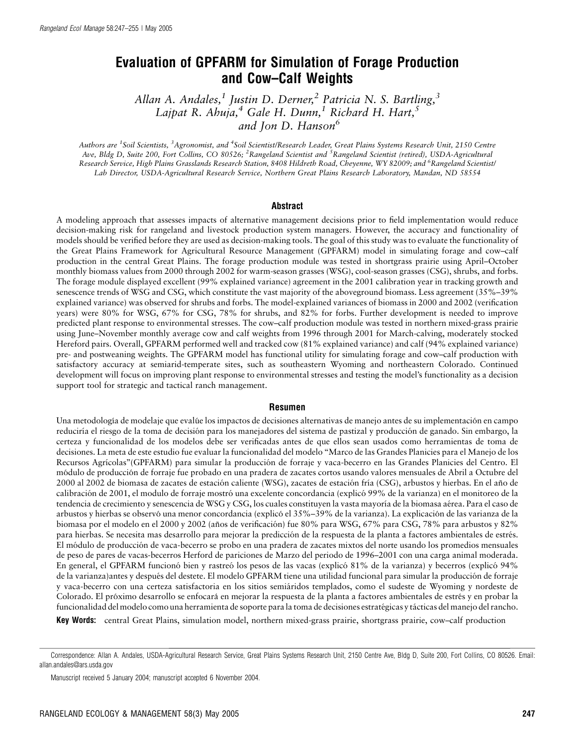# Evaluation of GPFARM for Simulation of Forage Production and Cow–Calf Weights

*Allan A. Andales,[1] Justin D. Derner,[2] Patricia N. S. Bartling,[3] Lajpat R. Ahuja,[4] Gale H. Dunn,[1] Richard H. Hart,[5] and Jon D. Hanson[6]*

*Authors are [1]Soil Scientists, [3]Agronomist, and [4]Soil Scientist/Research Leader, Great Plains Systems Research Unit, 2150 Centre Ave, Bldg D, Suite 200, Fort Collins, CO 80526; [2]Rangeland Scientist and [5]Rangeland Scientist (retired), USDA-Agricultural Research Service, High Plains Grasslands Research Station, 8408 Hildreth Road, Cheyenne, WY 82009; and [6]Rangeland Scientist/Lab Director, USDA-Agricultural Research Service, Northern Great Plains Research Laboratory, Mandan, ND 58554*

## Abstract

A modeling approach that assesses impacts of alternative management decisions prior to field implementation would reduce decision-making risk for rangeland and livestock production system managers. However, the accuracy and functionality of models should be verified before they are used as decision-making tools. The goal of this study was to evaluate the functionality of the Great Plains Framework for Agricultural Resource Management (GPFARM) model in simulating forage and cow–calf production in the central Great Plains. The forage production module was tested in shortgrass prairie using April–October monthly biomass values from 2000 through 2002 for warm-season grasses (WSG), cool-season grasses (CSG), shrubs, and forbs. The forage module displayed excellent (99% explained variance) agreement in the 2001 calibration year in tracking growth and senescence trends of WSG and CSG, which constitute the vast majority of the aboveground biomass. Less agreement (35%–39% explained variance) was observed for shrubs and forbs. The model-explained variances of biomass in 2000 and 2002 (verification years) were 80% for WSG, 67% for CSG, 78% for shrubs, and 82% for forbs. Further development is needed to improve predicted plant response to environmental stresses. The cow–calf production module was tested in northern mixed-grass prairie using June–November monthly average cow and calf weights from 1996 through 2001 for March-calving, moderately stocked Hereford pairs. Overall, GPFARM performed well and tracked cow (81% explained variance) and calf (94% explained variance) pre- and postweaning weights. The GPFARM model has functional utility for simulating forage and cow–calf production with satisfactory accuracy at semiarid-temperate sites, such as southeastern Wyoming and northeastern Colorado. Continued development will focus on improving plant response to environmental stresses and testing the model's functionality as a decision support tool for strategic and tactical ranch management.

## Resumen

Una metodología de modelaje que evalúe los impactos de decisiones alternativas de manejo antes de su implementación en campo reduciría el riesgo de la toma de decisión para los manejadores del sistema de pastizal y producción de ganado. Sin embargo, la certeza y funcionalidad de los modelos debe ser verificadas antes de que ellos sean usados como herramientas de toma de decisiones. La meta de este estudio fue evaluar la funcionalidad del modelo "Marco de las Grandes Planicies para el Manejo de los Recursos Agrícolas"(GPFARM) para simular la producción de forraje y vaca-becerro en las Grandes Planicies del Centro. El módulo de producción de forraje fue probado en una pradera de zacates cortos usando valores mensuales de Abril a Octubre del 2000 al 2002 de biomasa de zacates de estación caliente (WSG), zacates de estación fría (CSG), arbustos y hierbas. En el año de calibración de 2001, el modulo de forraje mostró una excelente concordancia (explicó 99% de la varianza) en el monitoreo de la tendencia de crecimiento y senescencia de WSG y CSG, los cuales constituyen la vasta mayoría de la biomasa aérea. Para el caso de arbustos y hierbas se observó una menor concordancia (explicó el 35%–39% de la varianza). La explicación de las varianza de la biomasa por el modelo en el 2000 y 2002 (años de verificación) fue 80% para WSG, 67% para CSG, 78% para arbustos y 82% para hierbas. Se necesita mas desarrollo para mejorar la predicción de la respuesta de la planta a factores ambientales de estrés. El módulo de producción de vaca-becerro se probo en una pradera de zacates mixtos del norte usando los promedios mensuales de peso de pares de vacas-becerros Herford de pariciones de Marzo del periodo de 1996–2001 con una carga animal moderada. En general, el GPFARM funcionó bien y rastreó los pesos de las vacas (explicó 81% de la varianza) y becerros (explicó 94% de la varianza)antes y después del destete. El modelo GPFARM tiene una utilidad funcional para simular la producción de forraje y vaca-becerro con una certeza satisfactoria en los sitios semiáridos templados, como el sudeste de Wyoming y nordeste de Colorado. El próximo desarrollo se enfocará en mejorar la respuesta de la planta a factores ambientales de estrés y en probar la funcionalidad del modelo como una herramienta de soporte para la toma de decisiones estratégicas y tácticas del manejo del rancho.

**Key Words:** central Great Plains, simulation model, northern mixed-grass prairie, shortgrass prairie, cow–calf production

Correspondence: Allan A. Andales, USDA-Agricultural Research Service, Great Plains Systems Research Unit, 2150 Centre Ave, Bldg D, Suite 200, Fort Collins, CO 80526. Email: allan.andales@ars.usda.gov

Manuscript received 5 January 2004; manuscript accepted 6 November 2004.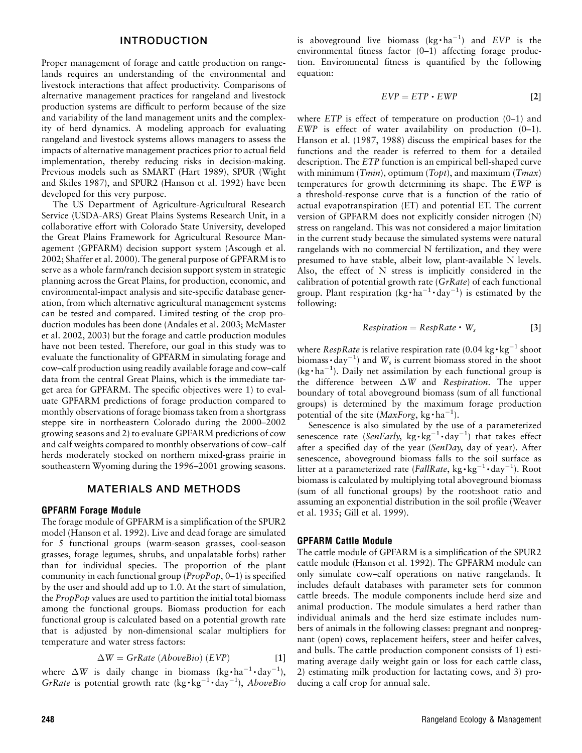## INTRODUCTION

Proper management of forage and cattle production on rangelands requires an understanding of the environmental and livestock interactions that affect productivity. Comparisons of alternative management practices for rangeland and livestock production systems are difficult to perform because of the size and variability of the land management units and the complexity of herd dynamics. A modeling approach for evaluating rangeland and livestock systems allows managers to assess the impacts of alternative management practices prior to actual field implementation, thereby reducing risks in decision-making. Previous models such as SMART (Hart 1989), SPUR (Wight and Skiles 1987), and SPUR2 (Hanson et al. 1992) have been developed for this very purpose.

The US Department of Agriculture-Agricultural Research Service (USDA-ARS) Great Plains Systems Research Unit, in a collaborative effort with Colorado State University, developed the Great Plains Framework for Agricultural Resource Management (GPFARM) decision support system (Ascough et al. 2002; Shaffer et al. 2000). The general purpose of GPFARM is to serve as a whole farm/ranch decision support system in strategic planning across the Great Plains, for production, economic, and environmental-impact analysis and site-specific database generation, from which alternative agricultural management systems can be tested and compared. Limited testing of the crop production modules has been done (Andales et al. 2003; McMaster et al. 2002, 2003) but the forage and cattle production modules have not been tested. Therefore, our goal in this study was to evaluate the functionality of GPFARM in simulating forage and cow–calf production using readily available forage and cow–calf data from the central Great Plains, which is the immediate target area for GPFARM. The specific objectives were 1) to evaluate GPFARM predictions of forage production compared to monthly observations of forage biomass taken from a shortgrass steppe site in northeastern Colorado during the 2000–2002 growing seasons and 2) to evaluate GPFARM predictions of cow and calf weights compared to monthly observations of cow–calf herds moderately stocked on northern mixed-grass prairie in southeastern Wyoming during the 1996–2001 growing seasons.

## MATERIALS AND METHODS

### GPFARM Forage Module

The forage module of GPFARM is a simplification of the SPUR2 model (Hanson et al. 1992). Live and dead forage are simulated for 5 functional groups (warm-season grasses, cool-season grasses, forage legumes, shrubs, and unpalatable forbs) rather than for individual species. The proportion of the plant community in each functional group (*PropPop*, 0–1) is specified by the user and should add up to 1.0. At the start of simulation, the *PropPop* values are used to partition the initial total biomass among the functional groups. Biomass production for each functional group is calculated based on a potential growth rate that is adjusted by non-dimensional scalar multipliers for temperature and water stress factors:

$$\Delta W = GrRate\ (AboveBio)\ (EVP) \qquad [1]$$

where $\Delta W$ is daily change in biomass ($\text{kg} \cdot \text{ha}^{-1} \cdot \text{day}^{-1}$), *GrRate* is potential growth rate ($\text{kg} \cdot \text{kg}^{-1} \cdot \text{day}^{-1}$), *AboveBio* is aboveground live biomass ($\text{kg} \cdot \text{ha}^{-1}$) and *EVP* is the environmental fitness factor (0–1) affecting forage production. Environmental fitness is quantified by the following equation:

$$EVP = ETP \cdot EWP \qquad [2]$$

where *ETP* is effect of temperature on production (0–1) and *EWP* is effect of water availability on production (0–1). Hanson et al. (1987, 1988) discuss the empirical bases for the functions and the reader is referred to them for a detailed description. The *ETP* function is an empirical bell-shaped curve with minimum (*Tmin*), optimum (*Topt*), and maximum (*Tmax*) temperatures for growth determining its shape. The *EWP* is a threshold-response curve that is a function of the ratio of actual evapotranspiration (ET) and potential ET. The current version of GPFARM does not explicitly consider nitrogen (N) stress on rangeland. This was not considered a major limitation in the current study because the simulated systems were natural rangelands with no commercial N fertilization, and they were presumed to have stable, albeit low, plant-available N levels. Also, the effect of N stress is implicitly considered in the calibration of potential growth rate (*GrRate*) of each functional group. Plant respiration ($\text{kg} \cdot \text{ha}^{-1} \cdot \text{day}^{-1}$) is estimated by the following:

$$Respiration = RespRate \cdot W_s \qquad [3]$$

where *RespRate* is relative respiration rate (0.04 $\text{kg} \cdot \text{kg}^{-1}$ shoot biomass $\cdot\ \text{day}^{-1}$) and $W_s$ is current biomass stored in the shoot ($\text{kg} \cdot \text{ha}^{-1}$). Daily net assimilation by each functional group is the difference between $\Delta W$ and *Respiration*. The upper boundary of total aboveground biomass (sum of all functional groups) is determined by the maximum forage production potential of the site (*MaxForg*, $\text{kg} \cdot \text{ha}^{-1}$).

Senescence is also simulated by the use of a parameterized senescence rate (*SenEarly*, $\text{kg} \cdot \text{kg}^{-1} \cdot \text{day}^{-1}$) that takes effect after a specified day of the year (*SenDay*, day of year). After senescence, aboveground biomass falls to the soil surface as litter at a parameterized rate (*FallRate*, $\text{kg} \cdot \text{kg}^{-1} \cdot \text{day}^{-1}$). Root biomass is calculated by multiplying total aboveground biomass (sum of all functional groups) by the root:shoot ratio and assuming an exponential distribution in the soil profile (Weaver et al. 1935; Gill et al. 1999).

### GPFARM Cattle Module

The cattle module of GPFARM is a simplification of the SPUR2 cattle module (Hanson et al. 1992). The GPFARM module can only simulate cow–calf operations on native rangelands. It includes default databases with parameter sets for common cattle breeds. The module components include herd size and animal production. The module simulates a herd rather than individual animals and the herd size estimate includes numbers of animals in the following classes: pregnant and nonpregnant (open) cows, replacement heifers, steer and heifer calves, and bulls. The cattle production component consists of 1) estimating average daily weight gain or loss for each cattle class, 2) estimating milk production for lactating cows, and 3) producing a calf crop for annual sale.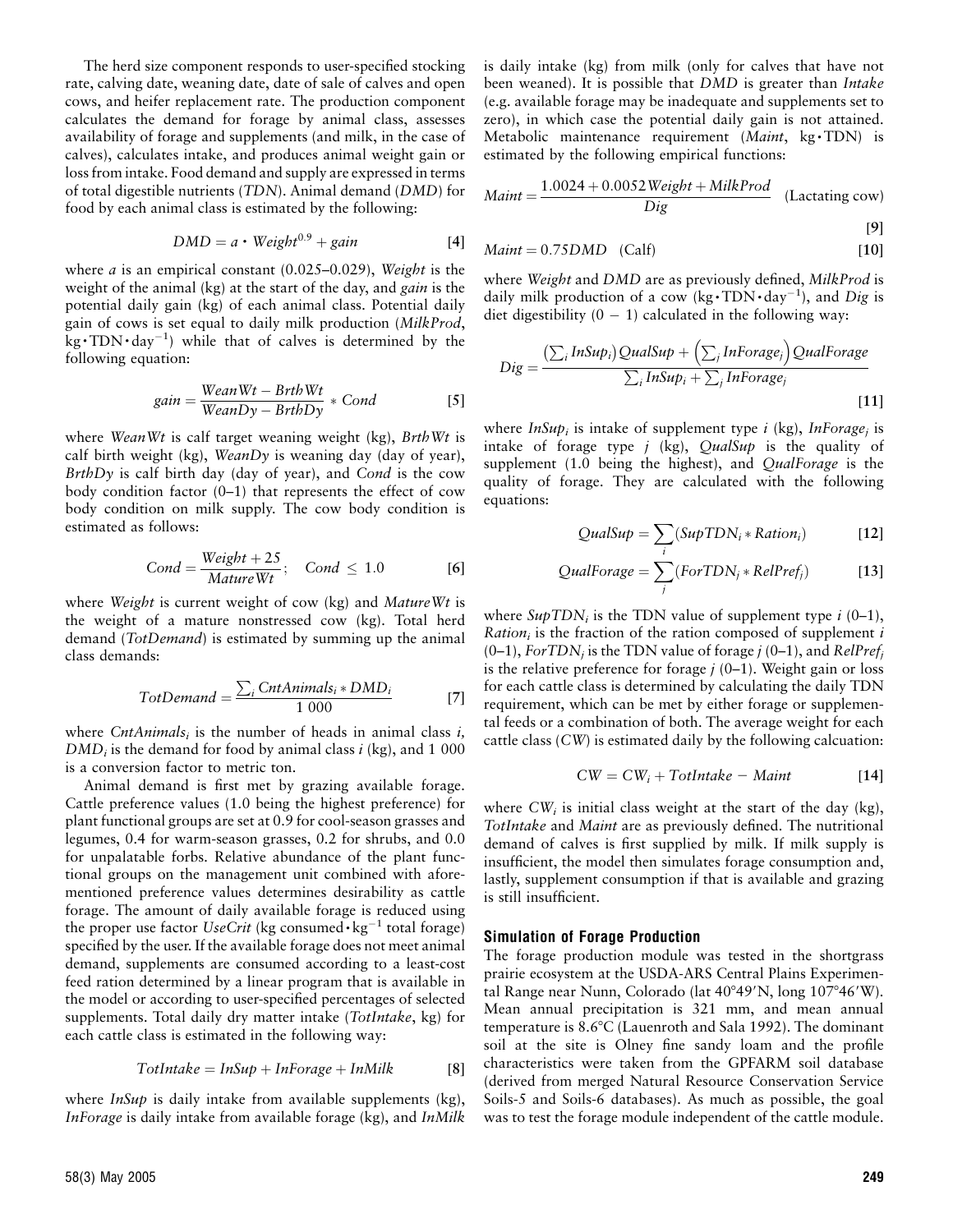The herd size component responds to user-specified stocking rate, calving date, weaning date, date of sale of calves and open cows, and heifer replacement rate. The production component calculates the demand for forage by animal class, assesses availability of forage and supplements (and milk, in the case of calves), calculates intake, and produces animal weight gain or loss from intake. Food demand and supply are expressed in terms of total digestible nutrients (*TDN*). Animal demand (*DMD*) for food by each animal class is estimated by the following:

$$DMD = a \cdot Weight^{0.9} + gain \qquad [4]$$

where *a* is an empirical constant (0.025–0.029), *Weight* is the weight of the animal (kg) at the start of the day, and *gain* is the potential daily gain (kg) of each animal class. Potential daily gain of cows is set equal to daily milk production (*MilkProd*, kg·TDN·day$^{-1}$) while that of calves is determined by the following equation:

$$gain = \frac{WeanWt - BrthWt}{WeanDy - BrthDy} * Cond \qquad [5]$$

where *WeanWt* is calf target weaning weight (kg), *BrthWt* is calf birth weight (kg), *WeanDy* is weaning day (day of year), *BrthDy* is calf birth day (day of year), and *Cond* is the cow body condition factor (0–1) that represents the effect of cow body condition on milk supply. The cow body condition is estimated as follows:

$$Cond = \frac{Weight + 25}{MatureWt}; \quad Cond \leq 1.0 \qquad [6]$$

where *Weight* is current weight of cow (kg) and *MatureWt* is the weight of a mature nonstressed cow (kg). Total herd demand (*TotDemand*) is estimated by summing up the animal class demands:

$$TotDemand = \frac{\sum_i CntAnimals_i * DMD_i}{1\ 000} \qquad [7]$$

where $CntAnimals_i$ is the number of heads in animal class *i*, $DMD_i$ is the demand for food by animal class *i* (kg), and 1 000 is a conversion factor to metric ton.

Animal demand is first met by grazing available forage. Cattle preference values (1.0 being the highest preference) for plant functional groups are set at 0.9 for cool-season grasses and legumes, 0.4 for warm-season grasses, 0.2 for shrubs, and 0.0 for unpalatable forbs. Relative abundance of the plant functional groups on the management unit combined with aforementioned preference values determines desirability as cattle forage. The amount of daily available forage is reduced using the proper use factor *UseCrit* (kg consumed·kg$^{-1}$ total forage) specified by the user. If the available forage does not meet animal demand, supplements are consumed according to a least-cost feed ration determined by a linear program that is available in the model or according to user-specified percentages of selected supplements. Total daily dry matter intake (*TotIntake*, kg) for each cattle class is estimated in the following way:

$$TotIntake = InSup + InForage + InMilk \qquad [8]$$

where *InSup* is daily intake from available supplements (kg), *InForage* is daily intake from available forage (kg), and *InMilk* is daily intake (kg) from milk (only for calves that have not been weaned). It is possible that *DMD* is greater than *Intake* (e.g. available forage may be inadequate and supplements set to zero), in which case the potential daily gain is not attained. Metabolic maintenance requirement (*Maint*, kg·TDN) is estimated by the following empirical functions:

$$Maint = \frac{1.0024 + 0.0052Weight + MilkProd}{Dig} \quad \text{(Lactating cow)} \qquad [9]$$

$$Maint = 0.75DMD \quad \text{(Calf)} \qquad [10]$$

where *Weight* and *DMD* are as previously defined, *MilkProd* is daily milk production of a cow (kg·TDN·day$^{-1}$), and *Dig* is diet digestibility (0 − 1) calculated in the following way:

$$Dig = \frac{\left(\sum_i InSup_i\right)QualSup + \left(\sum_j InForage_j\right)QualForage}{\sum_i InSup_i + \sum_j InForage_j} \qquad [11]$$

where $InSup_i$ is intake of supplement type *i* (kg), $InForage_j$ is intake of forage type *j* (kg), *QualSup* is the quality of supplement (1.0 being the highest), and *QualForage* is the quality of forage. They are calculated with the following equations:

$$QualSup = \sum_i (SupTDN_i * Ration_i) \qquad [12]$$

$$QualForage = \sum_j (ForTDN_j * RelPref_j) \qquad [13]$$

where $SupTDN_i$ is the TDN value of supplement type *i* (0–1), $Ration_i$ is the fraction of the ration composed of supplement *i* (0–1), $ForTDN_j$ is the TDN value of forage *j* (0–1), and $RelPref_j$ is the relative preference for forage *j* (0–1). Weight gain or loss for each cattle class is determined by calculating the daily TDN requirement, which can be met by either forage or supplemental feeds or a combination of both. The average weight for each cattle class (*CW*) is estimated daily by the following calcuation:

$$CW = CW_i + TotIntake - Maint \qquad [14]$$

where $CW_i$ is initial class weight at the start of the day (kg), *TotIntake* and *Maint* are as previously defined. The nutritional demand of calves is first supplied by milk. If milk supply is insufficient, the model then simulates forage consumption and, lastly, supplement consumption if that is available and grazing is still insufficient.

### Simulation of Forage Production

The forage production module was tested in the shortgrass prairie ecosystem at the USDA-ARS Central Plains Experimental Range near Nunn, Colorado (lat 40°49′N, long 107°46′W). Mean annual precipitation is 321 mm, and mean annual temperature is 8.6°C (Lauenroth and Sala 1992). The dominant soil at the site is Olney fine sandy loam and the profile characteristics were taken from the GPFARM soil database (derived from merged Natural Resource Conservation Service Soils-5 and Soils-6 databases). As much as possible, the goal was to test the forage module independent of the cattle module.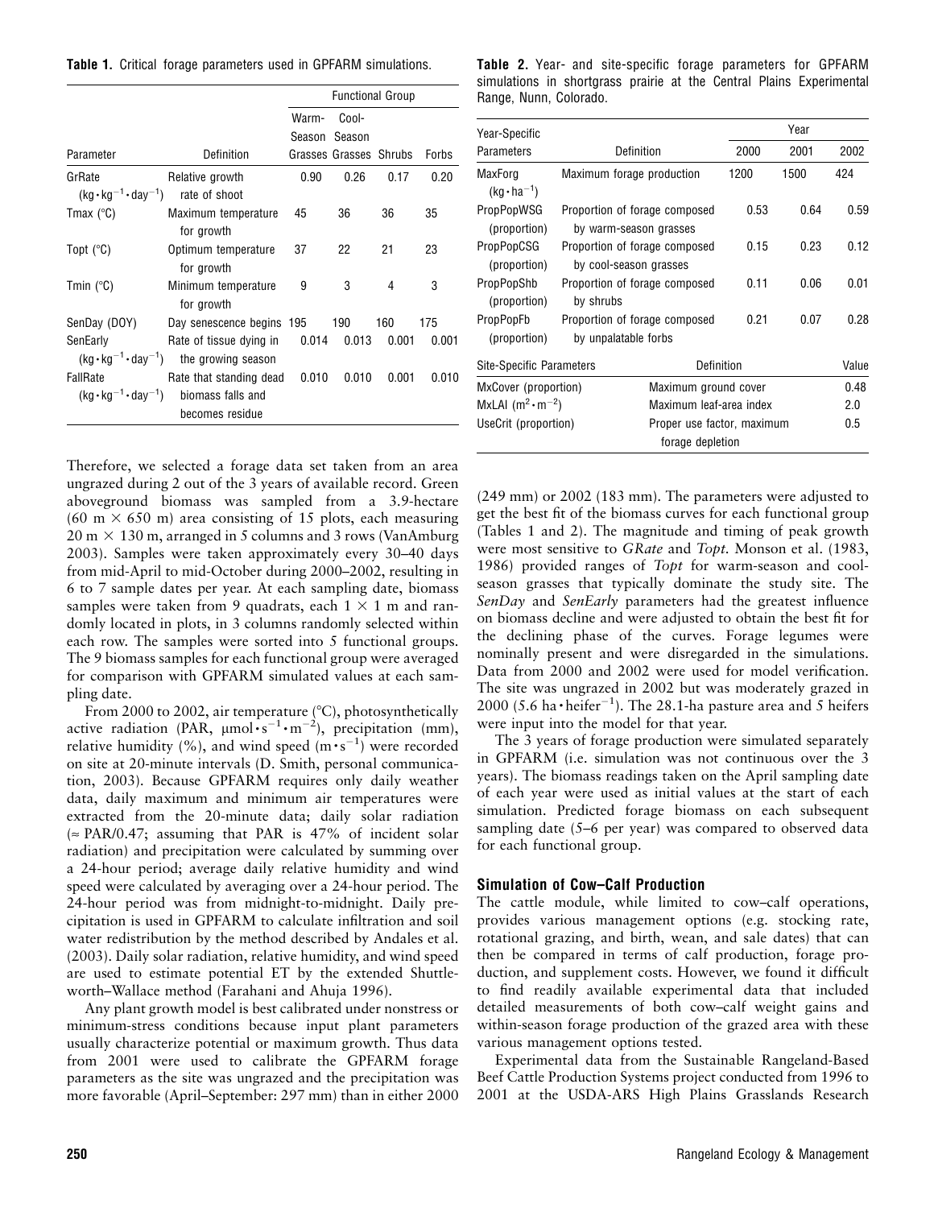**Table 1.** Critical forage parameters used in GPFARM simulations.

| Parameter | Definition | Functional Group | | | |
|---|---|---|---|---|---|
| | | Warm-Season Grasses | Cool-Season Grasses | Shrubs | Forbs |
| GrRate ($kg \cdot kg^{-1} \cdot day^{-1}$) | Relative growth rate of shoot | 0.90 | 0.26 | 0.17 | 0.20 |
| Tmax (°C) | Maximum temperature for growth | 45 | 36 | 36 | 35 |
| Topt (°C) | Optimum temperature for growth | 37 | 22 | 21 | 23 |
| Tmin (°C) | Minimum temperature for growth | 9 | 3 | 4 | 3 |
| SenDay (DOY) | Day senescence begins | 195 | 190 | 160 | 175 |
| SenEarly ($kg \cdot kg^{-1} \cdot day^{-1}$) | Rate of tissue dying in the growing season | 0.014 | 0.013 | 0.001 | 0.001 |
| FallRate ($kg \cdot kg^{-1} \cdot day^{-1}$) | Rate that standing dead biomass falls and becomes residue | 0.010 | 0.010 | 0.001 | 0.010 |

Therefore, we selected a forage data set taken from an area ungrazed during 2 out of the 3 years of available record. Green aboveground biomass was sampled from a 3.9-hectare (60 m × 650 m) area consisting of 15 plots, each measuring 20 m × 130 m, arranged in 5 columns and 3 rows (VanAmburg 2003). Samples were taken approximately every 30–40 days from mid-April to mid-October during 2000–2002, resulting in 6 to 7 sample dates per year. At each sampling date, biomass samples were taken from 9 quadrats, each 1 × 1 m and randomly located in plots, in 3 columns randomly selected within each row. The samples were sorted into 5 functional groups. The 9 biomass samples for each functional group were averaged for comparison with GPFARM simulated values at each sampling date.

From 2000 to 2002, air temperature (°C), photosynthetically active radiation (PAR, $\mu mol \cdot s^{-1} \cdot m^{-2}$), precipitation (mm), relative humidity (%), and wind speed ($m \cdot s^{-1}$) were recorded on site at 20-minute intervals (D. Smith, personal communication, 2003). Because GPFARM requires only daily weather data, daily maximum and minimum air temperatures were extracted from the 20-minute data; daily solar radiation (≈ PAR/0.47; assuming that PAR is 47% of incident solar radiation) and precipitation were calculated by summing over a 24-hour period; average daily relative humidity and wind speed were calculated by averaging over a 24-hour period. The 24-hour period was from midnight-to-midnight. Daily precipitation is used in GPFARM to calculate infiltration and soil water redistribution by the method described by Andales et al. (2003). Daily solar radiation, relative humidity, and wind speed are used to estimate potential ET by the extended Shuttleworth–Wallace method (Farahani and Ahuja 1996).

Any plant growth model is best calibrated under nonstress or minimum-stress conditions because input plant parameters usually characterize potential or maximum growth. Thus data from 2001 were used to calibrate the GPFARM forage parameters as the site was ungrazed and the precipitation was more favorable (April–September: 297 mm) than in either 2000 (249 mm) or 2002 (183 mm). The parameters were adjusted to get the best fit of the biomass curves for each functional group (Tables 1 and 2). The magnitude and timing of peak growth were most sensitive to *GRate* and *Topt*. Monson et al. (1983, 1986) provided ranges of *Topt* for warm-season and cool-season grasses that typically dominate the study site. The *SenDay* and *SenEarly* parameters had the greatest influence on biomass decline and were adjusted to obtain the best fit for the declining phase of the curves. Forage legumes were nominally present and were disregarded in the simulations. Data from 2000 and 2002 were used for model verification. The site was ungrazed in 2002 but was moderately grazed in 2000 (5.6 $ha \cdot heifer^{-1}$). The 28.1-ha pasture area and 5 heifers were input into the model for that year.

The 3 years of forage production were simulated separately in GPFARM (i.e. simulation was not continuous over the 3 years). The biomass readings taken on the April sampling date of each year were used as initial values at the start of each simulation. Predicted forage biomass on each subsequent sampling date (5–6 per year) was compared to observed data for each functional group.

**Table 2.** Year- and site-specific forage parameters for GPFARM simulations in shortgrass prairie at the Central Plains Experimental Range, Nunn, Colorado.

| Year-Specific Parameters | Definition | 2000 | 2001 | 2002 |
|---|---|---|---|---|
| MaxForg ($kg \cdot ha^{-1}$) | Maximum forage production | 1200 | 1500 | 424 |
| PropPopWSG (proportion) | Proportion of forage composed by warm-season grasses | 0.53 | 0.64 | 0.59 |
| PropPopCSG (proportion) | Proportion of forage composed by cool-season grasses | 0.15 | 0.23 | 0.12 |
| PropPopShb (proportion) | Proportion of forage composed by shrubs | 0.11 | 0.06 | 0.01 |
| PropPopFb (proportion) | Proportion of forage composed by unpalatable forbs | 0.21 | 0.07 | 0.28 |
| **Site-Specific Parameters** | **Definition** | | | **Value** |
| MxCover (proportion) | Maximum ground cover | | | 0.48 |
| MxLAI ($m^2 \cdot m^{-2}$) | Maximum leaf-area index | | | 2.0 |
| UseCrit (proportion) | Proper use factor, maximum forage depletion | | | 0.5 |

### Simulation of Cow–Calf Production

The cattle module, while limited to cow–calf operations, provides various management options (e.g. stocking rate, rotational grazing, and birth, wean, and sale dates) that can then be compared in terms of calf production, forage production, and supplement costs. However, we found it difficult to find readily available experimental data that included detailed measurements of both cow–calf weight gains and within-season forage production of the grazed area with these various management options tested.

Experimental data from the Sustainable Rangeland-Based Beef Cattle Production Systems project conducted from 1996 to 2001 at the USDA-ARS High Plains Grasslands Research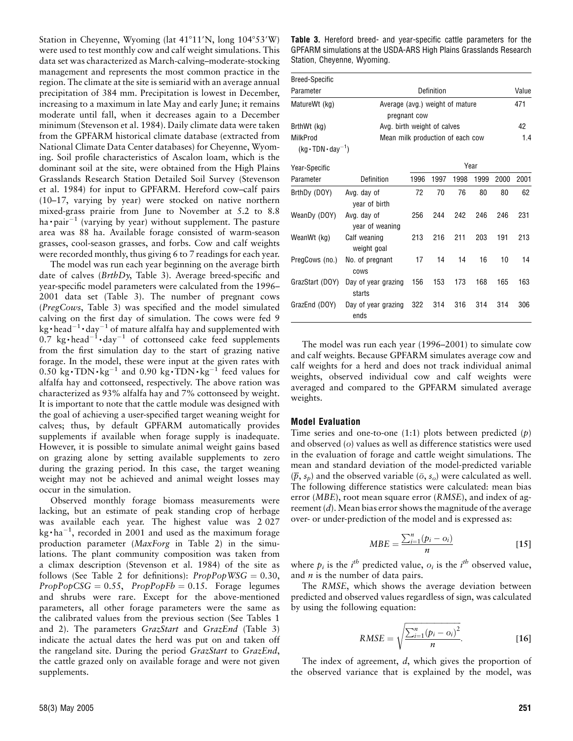Station in Cheyenne, Wyoming (lat 41°11′N, long 104°53′W) were used to test monthly cow and calf weight simulations. This data set was characterized as March-calving–moderate-stocking management and represents the most common practice in the region. The climate at the site is semiarid with an average annual precipitation of 384 mm. Precipitation is lowest in December, increasing to a maximum in late May and early June; it remains moderate until fall, when it decreases again to a December minimum (Stevenson et al. 1984). Daily climate data were taken from the GPFARM historical climate database (extracted from National Climate Data Center databases) for Cheyenne, Wyoming. Soil profile characteristics of Ascalon loam, which is the dominant soil at the site, were obtained from the High Plains Grasslands Research Station Detailed Soil Survey (Stevenson et al. 1984) for input to GPFARM. Hereford cow–calf pairs (10–17, varying by year) were stocked on native northern mixed-grass prairie from June to November at 5.2 to 8.8 $ha \cdot pair^{-1}$ (varying by year) without supplement. The pasture area was 88 ha. Available forage consisted of warm-season grasses, cool-season grasses, and forbs. Cow and calf weights were recorded monthly, thus giving 6 to 7 readings for each year.

The model was run each year beginning on the average birth date of calves (*BrthDy*, Table 3). Average breed-specific and year-specific model parameters were calculated from the 1996–2001 data set (Table 3). The number of pregnant cows (*PregCows*, Table 3) was specified and the model simulated calving on the first day of simulation. The cows were fed 9 $kg \cdot head^{-1} \cdot day^{-1}$ of mature alfalfa hay and supplemented with 0.7 $kg \cdot head^{-1} \cdot day^{-1}$ of cottonseed cake feed supplements from the first simulation day to the start of grazing native forage. In the model, these were input at the given rates with 0.50 $kg \cdot TDN \cdot kg^{-1}$ and 0.90 $kg \cdot TDN \cdot kg^{-1}$ feed values for alfalfa hay and cottonseed, respectively. The above ration was characterized as 93% alfalfa hay and 7% cottonseed by weight. It is important to note that the cattle module was designed with the goal of achieving a user-specified target weaning weight for calves; thus, by default GPFARM automatically provides supplements if available when forage supply is inadequate. However, it is possible to simulate animal weight gains based on grazing alone by setting available supplements to zero during the grazing period. In this case, the target weaning weight may not be achieved and animal weight losses may occur in the simulation.

Observed monthly forage biomass measurements were lacking, but an estimate of peak standing crop of herbage was available each year. The highest value was 2 027 $kg \cdot ha^{-1}$, recorded in 2001 and used as the maximum forage production parameter (*MaxForg* in Table 2) in the simulations. The plant community composition was taken from a climax description (Stevenson et al. 1984) of the site as follows (See Table 2 for definitions): *PropPopWSG* = 0.30, *PropPopCSG* = 0.55, *PropPopFb* = 0.15. Forage legumes and shrubs were rare. Except for the above-mentioned parameters, all other forage parameters were the same as the calibrated values from the previous section (See Tables 1 and 2). The parameters *GrazStart* and *GrazEnd* (Table 3) indicate the actual dates the herd was put on and taken off the rangeland site. During the period *GrazStart* to *GrazEnd*, the cattle grazed only on available forage and were not given supplements.

**Table 3.** Hereford breed- and year-specific cattle parameters for the GPFARM simulations at the USDA-ARS High Plains Grasslands Research Station, Cheyenne, Wyoming.

| Breed-Specific Parameter | Definition | | | | | | Value |
|---|---|---|---|---|---|---|---|
| MatureWt (kg) | Average (avg.) weight of mature pregnant cow | | | | | | 471 |
| BrthWt (kg) | Avg. birth weight of calves | | | | | | 42 |
| MilkProd ($kg \cdot TDN \cdot day^{-1}$) | Mean milk production of each cow | | | | | | 1.4 |
| **Year-Specific Parameter** | **Definition** | **1996** | **1997** | **1998** | **1999** | **2000** | **2001** |
| BrthDy (DOY) | Avg. day of year of birth | 72 | 70 | 76 | 80 | 80 | 62 |
| WeanDy (DOY) | Avg. day of year of weaning | 256 | 244 | 242 | 246 | 246 | 231 |
| WeanWt (kg) | Calf weaning weight goal | 213 | 216 | 211 | 203 | 191 | 213 |
| PregCows (no.) | No. of pregnant cows | 17 | 14 | 14 | 16 | 10 | 14 |
| GrazStart (DOY) | Day of year grazing starts | 156 | 153 | 173 | 168 | 165 | 163 |
| GrazEnd (DOY) | Day of year grazing ends | 322 | 314 | 316 | 314 | 314 | 306 |

The model was run each year (1996–2001) to simulate cow and calf weights. Because GPFARM simulates average cow and calf weights for a herd and does not track individual animal weights, observed individual cow and calf weights were averaged and compared to the GPFARM simulated average weights.

### Model Evaluation

Time series and one-to-one (1:1) plots between predicted ($p$) and observed ($o$) values as well as difference statistics were used in the evaluation of forage and cattle weight simulations. The mean and standard deviation of the model-predicted variable ($\bar{p}$, $s_p$) and the observed variable ($\bar{o}$, $s_o$) were calculated as well. The following difference statistics were calculated: mean bias error (*MBE*), root mean square error (*RMSE*), and index of agreement ($d$). Mean bias error shows the magnitude of the average over- or under-prediction of the model and is expressed as:

$$MBE = \frac{\sum_{i=1}^{n}(p_i - o_i)}{n} \quad [15]$$

where $p_i$ is the $i^{th}$ predicted value, $o_i$ is the $i^{th}$ observed value, and $n$ is the number of data pairs.

The *RMSE*, which shows the average deviation between predicted and observed values regardless of sign, was calculated by using the following equation:

$$RMSE = \sqrt{\frac{\sum_{i=1}^{n}(p_i - o_i)^2}{n}}. \quad [16]$$

The index of agreement, $d$, which gives the proportion of the observed variance that is explained by the model, was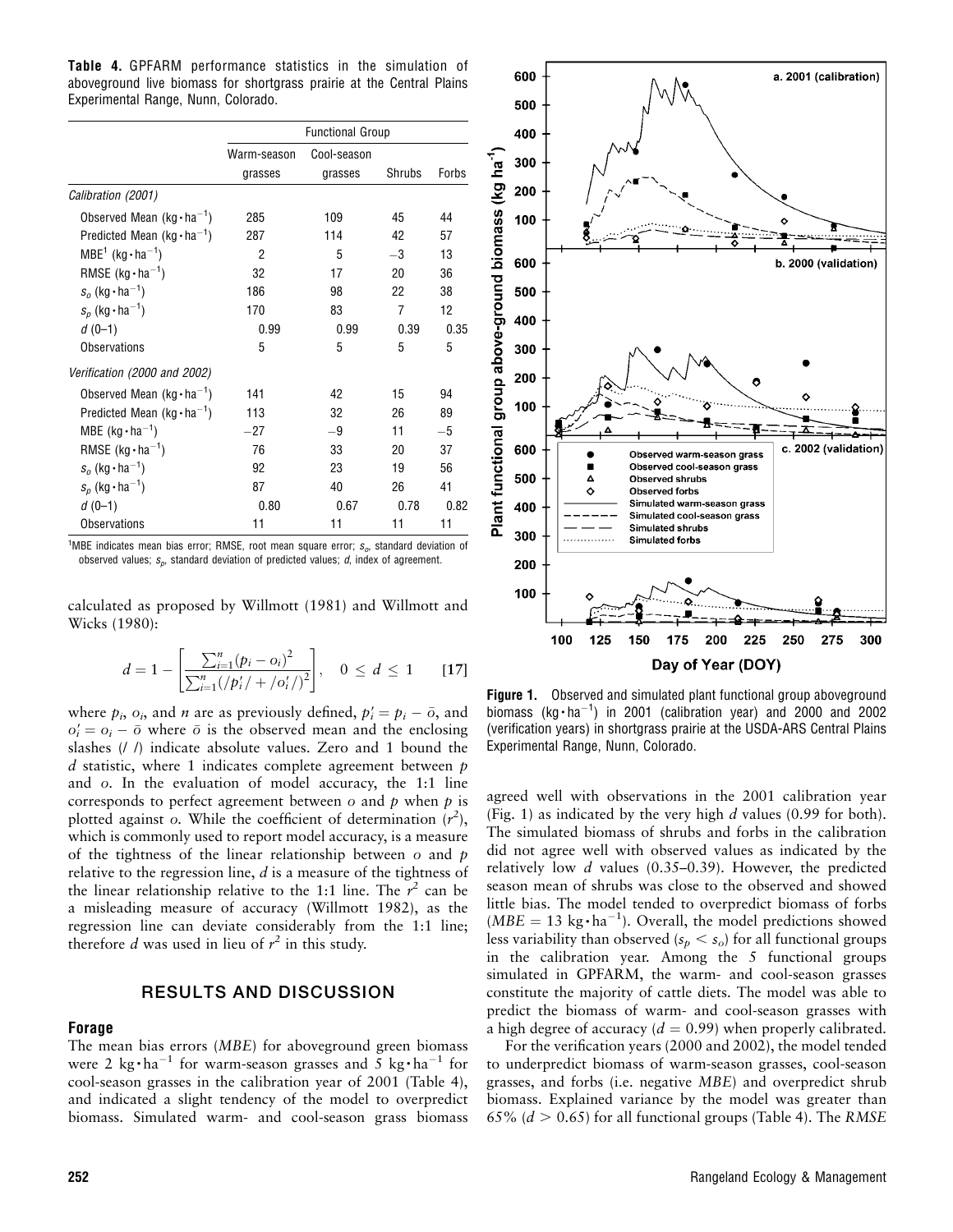**Table 4.** GPFARM performance statistics in the simulation of aboveground live biomass for shortgrass prairie at the Central Plains Experimental Range, Nunn, Colorado.

| | Functional Group | | | |
|---|---|---|---|---|
| | Warm-season grasses | Cool-season grasses | Shrubs | Forbs |
| *Calibration (2001)* | | | | |
| Observed Mean ($kg \cdot ha^{-1}$) | 285 | 109 | 45 | 44 |
| Predicted Mean ($kg \cdot ha^{-1}$) | 287 | 114 | 42 | 57 |
| MBE[1] ($kg \cdot ha^{-1}$) | 2 | 5 | −3 | 13 |
| RMSE ($kg \cdot ha^{-1}$) | 32 | 17 | 20 | 36 |
| $s_o$ ($kg \cdot ha^{-1}$) | 186 | 98 | 22 | 38 |
| $s_p$ ($kg \cdot ha^{-1}$) | 170 | 83 | 7 | 12 |
| $d$ (0–1) | 0.99 | 0.99 | 0.39 | 0.35 |
| Observations | 5 | 5 | 5 | 5 |
| *Verification (2000 and 2002)* | | | | |
| Observed Mean ($kg \cdot ha^{-1}$) | 141 | 42 | 15 | 94 |
| Predicted Mean ($kg \cdot ha^{-1}$) | 113 | 32 | 26 | 89 |
| MBE ($kg \cdot ha^{-1}$) | −27 | −9 | 11 | −5 |
| RMSE ($kg \cdot ha^{-1}$) | 76 | 33 | 20 | 37 |
| $s_o$ ($kg \cdot ha^{-1}$) | 92 | 23 | 19 | 56 |
| $s_p$ ($kg \cdot ha^{-1}$) | 87 | 40 | 26 | 41 |
| $d$ (0–1) | 0.80 | 0.67 | 0.78 | 0.82 |
| Observations | 11 | 11 | 11 | 11 |

[1]MBE indicates mean bias error; RMSE, root mean square error; $s_o$, standard deviation of observed values; $s_p$, standard deviation of predicted values; $d$, index of agreement.

calculated as proposed by Willmott (1981) and Willmott and Wicks (1980):

$$d = 1 - \left[ \frac{\sum_{i=1}^{n} (p_i - o_i)^2}{\sum_{i=1}^{n} (/p_i'/ + /o_i'/)^2} \right], \quad 0 \le d \le 1 \qquad [17]$$

where $p_i$, $o_i$, and $n$ are as previously defined, $p_i' = p_i - \bar{o}$, and $o_i' = o_i - \bar{o}$ where $\bar{o}$ is the observed mean and the enclosing slashes (/ /) indicate absolute values. Zero and 1 bound the $d$ statistic, where 1 indicates complete agreement between $p$ and $o$. In the evaluation of model accuracy, the 1:1 line corresponds to perfect agreement between $o$ and $p$ when $p$ is plotted against $o$. While the coefficient of determination ($r^2$), which is commonly used to report model accuracy, is a measure of the tightness of the linear relationship between $o$ and $p$ relative to the regression line, $d$ is a measure of the tightness of the linear relationship relative to the 1:1 line. The $r^2$ can be a misleading measure of accuracy (Willmott 1982), as the regression line can deviate considerably from the 1:1 line; therefore $d$ was used in lieu of $r^2$ in this study.

## RESULTS AND DISCUSSION

### Forage

The mean bias errors (*MBE*) for aboveground green biomass were 2 $kg \cdot ha^{-1}$ for warm-season grasses and 5 $kg \cdot ha^{-1}$ for cool-season grasses in the calibration year of 2001 (Table 4), and indicated a slight tendency of the model to overpredict biomass. Simulated warm- and cool-season grass biomass agreed well with observations in the 2001 calibration year (Fig. 1) as indicated by the very high $d$ values (0.99 for both). The simulated biomass of shrubs and forbs in the calibration did not agree well with observed values as indicated by the relatively low $d$ values (0.35–0.39). However, the predicted season mean of shrubs was close to the observed and showed little bias. The model tended to overpredict biomass of forbs ($MBE = 13$ $kg \cdot ha^{-1}$). Overall, the model predictions showed less variability than observed ($s_p < s_o$) for all functional groups in the calibration year. Among the 5 functional groups simulated in GPFARM, the warm- and cool-season grasses constitute the majority of cattle diets. The model was able to predict the biomass of warm- and cool-season grasses with a high degree of accuracy ($d = 0.99$) when properly calibrated.

For the verification years (2000 and 2002), the model tended to underpredict biomass of warm-season grasses, cool-season grasses, and forbs (i.e. negative *MBE*) and overpredict shrub biomass. Explained variance by the model was greater than 65% ($d > 0.65$) for all functional groups (Table 4). The *RMSE*

**Figure 1.** Observed and simulated plant functional group aboveground biomass ($kg \cdot ha^{-1}$) in 2001 (calibration year) and 2000 and 2002 (verification years) in shortgrass prairie at the USDA-ARS Central Plains Experimental Range, Nunn, Colorado.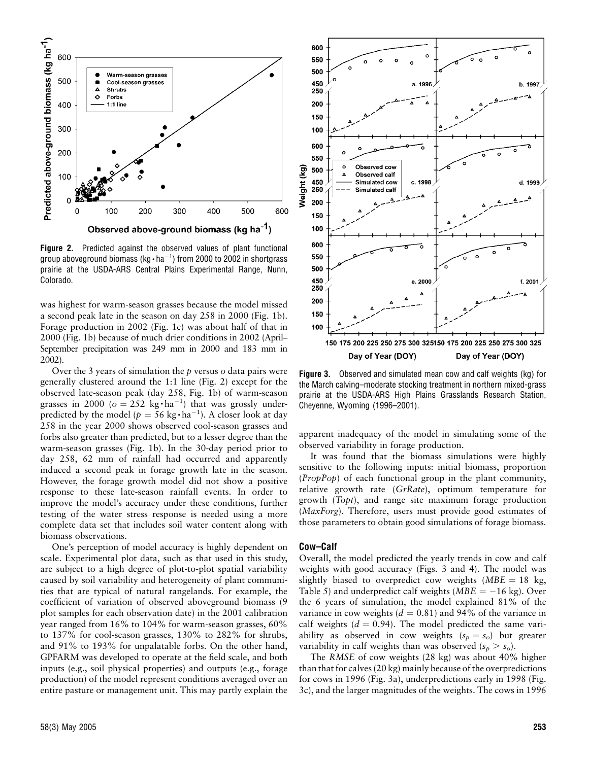**Figure 2.** Predicted against the observed values of plant functional group aboveground biomass ($kg \cdot ha^{-1}$) from 2000 to 2002 in shortgrass prairie at the USDA-ARS Central Plains Experimental Range, Nunn, Colorado.

was highest for warm-season grasses because the model missed a second peak late in the season on day 258 in 2000 (Fig. 1b). Forage production in 2002 (Fig. 1c) was about half of that in 2000 (Fig. 1b) because of much drier conditions in 2002 (April–September precipitation was 249 mm in 2000 and 183 mm in 2002).

Over the 3 years of simulation the *p* versus *o* data pairs were generally clustered around the 1:1 line (Fig. 2) except for the observed late-season peak (day 258, Fig. 1b) of warm-season grasses in 2000 ($o = 252\ kg \cdot ha^{-1}$) that was grossly underpredicted by the model ($p = 56\ kg \cdot ha^{-1}$). A closer look at day 258 in the year 2000 shows observed cool-season grasses and forbs also greater than predicted, but to a lesser degree than the warm-season grasses (Fig. 1b). In the 30-day period prior to day 258, 62 mm of rainfall had occurred and apparently induced a second peak in forage growth late in the season. However, the forage growth model did not show a positive response to these late-season rainfall events. In order to improve the model's accuracy under these conditions, further testing of the water stress response is needed using a more complete data set that includes soil water content along with biomass observations.

One's perception of model accuracy is highly dependent on scale. Experimental plot data, such as that used in this study, are subject to a high degree of plot-to-plot spatial variability caused by soil variability and heterogeneity of plant communities that are typical of natural rangelands. For example, the coefficient of variation of observed aboveground biomass (9 plot samples for each observation date) in the 2001 calibration year ranged from 16% to 104% for warm-season grasses, 60% to 137% for cool-season grasses, 130% to 282% for shrubs, and 91% to 193% for unpalatable forbs. On the other hand, GPFARM was developed to operate at the field scale, and both inputs (e.g., soil physical properties) and outputs (e.g., forage production) of the model represent conditions averaged over an entire pasture or management unit. This may partly explain the apparent inadequacy of the model in simulating some of the observed variability in forage production.

**Figure 3.** Observed and simulated mean cow and calf weights (kg) for the March calving–moderate stocking treatment in northern mixed-grass prairie at the USDA-ARS High Plains Grasslands Research Station, Cheyenne, Wyoming (1996–2001).

It was found that the biomass simulations were highly sensitive to the following inputs: initial biomass, proportion (*PropPop*) of each functional group in the plant community, relative growth rate (*GrRate*), optimum temperature for growth (*Topt*), and range site maximum forage production (*MaxForg*). Therefore, users must provide good estimates of those parameters to obtain good simulations of forage biomass.

## Cow–Calf

Overall, the model predicted the yearly trends in cow and calf weights with good accuracy (Figs. 3 and 4). The model was slightly biased to overpredict cow weights ($MBE = 18$ kg, Table 5) and underpredict calf weights ($MBE = -16$ kg). Over the 6 years of simulation, the model explained 81% of the variance in cow weights ($d = 0.81$) and 94% of the variance in calf weights ($d = 0.94$). The model predicted the same variability as observed in cow weights ($s_p = s_o$) but greater variability in calf weights than was observed ($s_p > s_o$).

The *RMSE* of cow weights (28 kg) was about 40% higher than that for calves (20 kg) mainly because of the overpredictions for cows in 1996 (Fig. 3a), underpredictions early in 1998 (Fig. 3c), and the larger magnitudes of the weights. The cows in 1996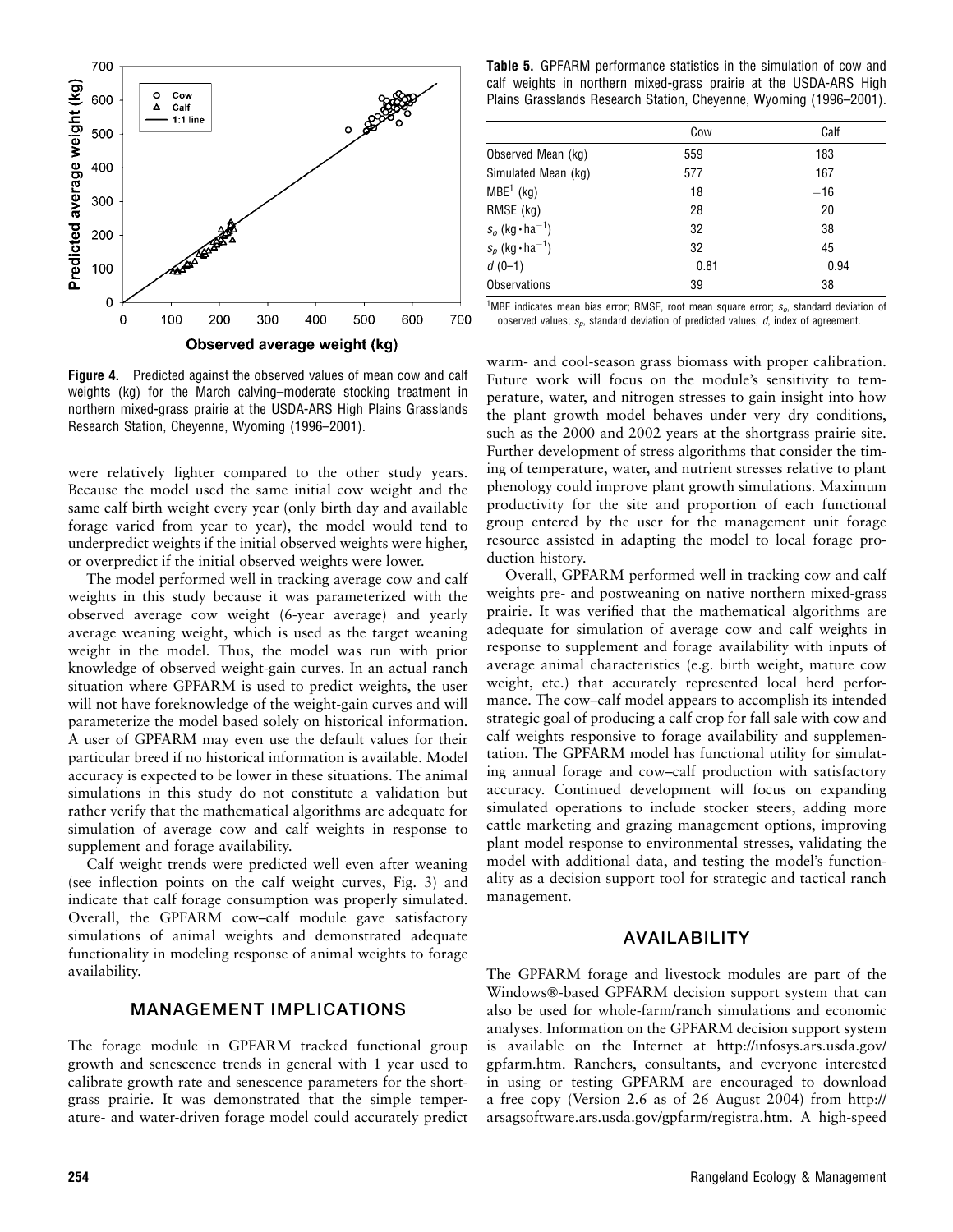700
600
500
400
300
200
100
0
0 100 200 300 400 500 600 700

Predicted average weight (kg)

Observed average weight (kg)

Cow
Calf
1:1 line

**Figure 4.** Predicted against the observed values of mean cow and calf weights (kg) for the March calving–moderate stocking treatment in northern mixed-grass prairie at the USDA-ARS High Plains Grasslands Research Station, Cheyenne, Wyoming (1996–2001).

were relatively lighter compared to the other study years. Because the model used the same initial cow weight and the same calf birth weight every year (only birth day and available forage varied from year to year), the model would tend to underpredict weights if the initial observed weights were higher, or overpredict if the initial observed weights were lower.

The model performed well in tracking average cow and calf weights in this study because it was parameterized with the observed average cow weight (6-year average) and yearly average weaning weight, which is used as the target weaning weight in the model. Thus, the model was run with prior knowledge of observed weight-gain curves. In an actual ranch situation where GPFARM is used to predict weights, the user will not have foreknowledge of the weight-gain curves and will parameterize the model based solely on historical information. A user of GPFARM may even use the default values for their particular breed if no historical information is available. Model accuracy is expected to be lower in these situations. The animal simulations in this study do not constitute a validation but rather verify that the mathematical algorithms are adequate for simulation of average cow and calf weights in response to supplement and forage availability.

Calf weight trends were predicted well even after weaning (see inflection points on the calf weight curves, Fig. 3) and indicate that calf forage consumption was properly simulated. Overall, the GPFARM cow–calf module gave satisfactory simulations of animal weights and demonstrated adequate functionality in modeling response of animal weights to forage availability.

## MANAGEMENT IMPLICATIONS

The forage module in GPFARM tracked functional group growth and senescence trends in general with 1 year used to calibrate growth rate and senescence parameters for the shortgrass prairie. It was demonstrated that the simple temperature- and water-driven forage model could accurately predict warm- and cool-season grass biomass with proper calibration. Future work will focus on the module's sensitivity to temperature, water, and nitrogen stresses to gain insight into how the plant growth model behaves under very dry conditions, such as the 2000 and 2002 years at the shortgrass prairie site. Further development of stress algorithms that consider the timing of temperature, water, and nutrient stresses relative to plant phenology could improve plant growth simulations. Maximum productivity for the site and proportion of each functional group entered by the user for the management unit forage resource assisted in adapting the model to local forage production history.

**Table 5.** GPFARM performance statistics in the simulation of cow and calf weights in northern mixed-grass prairie at the USDA-ARS High Plains Grasslands Research Station, Cheyenne, Wyoming (1996–2001).

| | Cow | Calf |
|---|---|---|
| Observed Mean (kg) | 559 | 183 |
| Simulated Mean (kg) | 577 | 167 |
| MBE[1] (kg) | 18 | −16 |
| RMSE (kg) | 28 | 20 |
| $s_o$ ($kg \cdot ha^{-1}$) | 32 | 38 |
| $s_p$ ($kg \cdot ha^{-1}$) | 32 | 45 |
| $d$ (0–1) | 0.81 | 0.94 |
| Observations | 39 | 38 |

[1]MBE indicates mean bias error; RMSE, root mean square error; $s_o$, standard deviation of observed values; $s_p$, standard deviation of predicted values; $d$, index of agreement.

Overall, GPFARM performed well in tracking cow and calf weights pre- and postweaning on native northern mixed-grass prairie. It was verified that the mathematical algorithms are adequate for simulation of average cow and calf weights in response to supplement and forage availability with inputs of average animal characteristics (e.g. birth weight, mature cow weight, etc.) that accurately represented local herd performance. The cow–calf model appears to accomplish its intended strategic goal of producing a calf crop for fall sale with cow and calf weights responsive to forage availability and supplementation. The GPFARM model has functional utility for simulating annual forage and cow–calf production with satisfactory accuracy. Continued development will focus on expanding simulated operations to include stocker steers, adding more cattle marketing and grazing management options, improving plant model response to environmental stresses, validating the model with additional data, and testing the model's functionality as a decision support tool for strategic and tactical ranch management.

## AVAILABILITY

The GPFARM forage and livestock modules are part of the Windows®-based GPFARM decision support system that can also be used for whole-farm/ranch simulations and economic analyses. Information on the GPFARM decision support system is available on the Internet at http://infosys.ars.usda.gov/gpfarm.htm. Ranchers, consultants, and everyone interested in using or testing GPFARM are encouraged to download a free copy (Version 2.6 as of 26 August 2004) from http://arsagsoftware.ars.usda.gov/gpfarm/registra.htm. A high-speed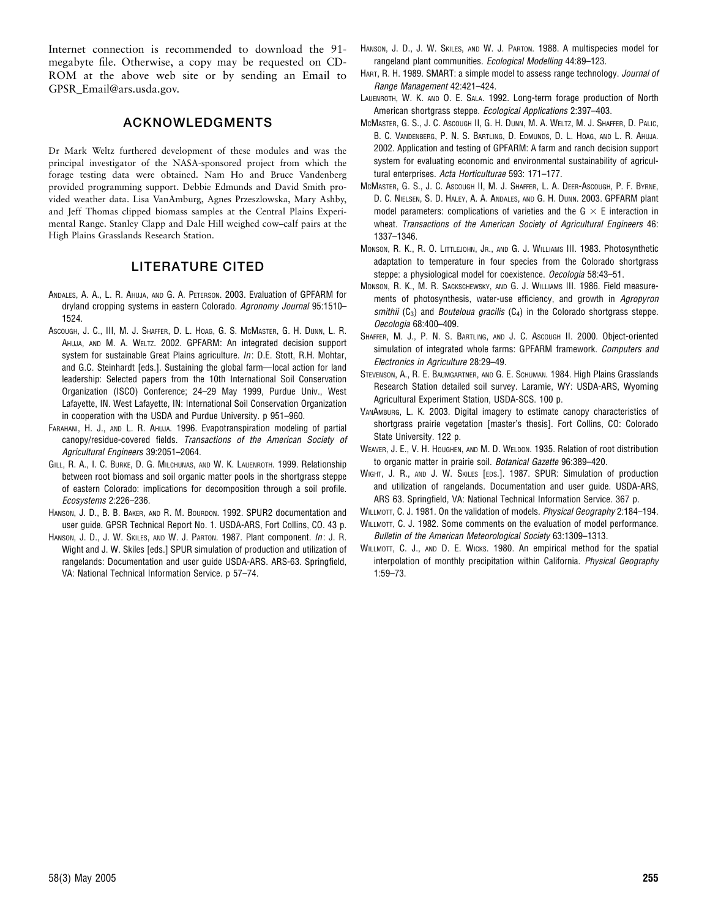Internet connection is recommended to download the 91-megabyte file. Otherwise, a copy may be requested on CD-ROM at the above web site or by sending an Email to GPSR_Email@ars.usda.gov.

## ACKNOWLEDGMENTS

Dr Mark Weltz furthered development of these modules and was the principal investigator of the NASA-sponsored project from which the forage testing data were obtained. Nam Ho and Bruce Vandenberg provided programming support. Debbie Edmunds and David Smith provided weather data. Lisa VanAmburg, Agnes Przeszlowska, Mary Ashby, and Jeff Thomas clipped biomass samples at the Central Plains Experimental Range. Stanley Clapp and Dale Hill weighed cow–calf pairs at the High Plains Grasslands Research Station.

## LITERATURE CITED

Andales, A. A., L. R. Ahuja, and G. A. Peterson. 2003. Evaluation of GPFARM for dryland cropping systems in eastern Colorado. *Agronomy Journal* 95:1510–1524.

Ascough, J. C., III, M. J. Shaffer, D. L. Hoag, G. S. McMaster, G. H. Dunn, L. R. Ahuja, and M. A. Weltz. 2002. GPFARM: An integrated decision support system for sustainable Great Plains agriculture. *In*: D.E. Stott, R.H. Mohtar, and G.C. Steinhardt [eds.]. Sustaining the global farm—local action for land leadership: Selected papers from the 10th International Soil Conservation Organization (ISCO) Conference; 24–29 May 1999, Purdue Univ., West Lafayette, IN. West Lafayette, IN: International Soil Conservation Organization in cooperation with the USDA and Purdue University. p 951–960.

Farahani, H. J., and L. R. Ahuja. 1996. Evapotranspiration modeling of partial canopy/residue-covered fields. *Transactions of the American Society of Agricultural Engineers* 39:2051–2064.

Gill, R. A., I. C. Burke, D. G. Milchunas, and W. K. Lauenroth. 1999. Relationship between root biomass and soil organic matter pools in the shortgrass steppe of eastern Colorado: implications for decomposition through a soil profile. *Ecosystems* 2:226–236.

Hanson, J. D., B. B. Baker, and R. M. Bourdon. 1992. SPUR2 documentation and user guide. GPSR Technical Report No. 1. USDA-ARS, Fort Collins, CO. 43 p.

Hanson, J. D., J. W. Skiles, and W. J. Parton. 1987. Plant component. *In*: J. R. Wight and J. W. Skiles [eds.] SPUR simulation of production and utilization of rangelands: Documentation and user guide USDA-ARS. ARS-63. Springfield, VA: National Technical Information Service. p 57–74.

Hanson, J. D., J. W. Skiles, and W. J. Parton. 1988. A multispecies model for rangeland plant communities. *Ecological Modelling* 44:89–123.

Hart, R. H. 1989. SMART: a simple model to assess range technology. *Journal of Range Management* 42:421–424.

Lauenroth, W. K. and O. E. Sala. 1992. Long-term forage production of North American shortgrass steppe. *Ecological Applications* 2:397–403.

McMaster, G. S., J. C. Ascough II, G. H. Dunn, M. A. Weltz, M. J. Shaffer, D. Palic, B. C. Vandenberg, P. N. S. Bartling, D. Edmunds, D. L. Hoag, and L. R. Ahuja. 2002. Application and testing of GPFARM: A farm and ranch decision support system for evaluating economic and environmental sustainability of agricultural enterprises. *Acta Horticulturae* 593: 171–177.

McMaster, G. S., J. C. Ascough II, M. J. Shaffer, L. A. Deer-Ascough, P. F. Byrne, D. C. Nielsen, S. D. Haley, A. A. Andales, and G. H. Dunn. 2003. GPFARM plant model parameters: complications of varieties and the G $\times$ E interaction in wheat. *Transactions of the American Society of Agricultural Engineers* 46: 1337–1346.

Monson, R. K., R. O. Littlejohn, Jr., and G. J. Williams III. 1983. Photosynthetic adaptation to temperature in four species from the Colorado shortgrass steppe: a physiological model for coexistence. *Oecologia* 58:43–51.

Monson, R. K., M. R. Sackschewsky, and G. J. Williams III. 1986. Field measurements of photosynthesis, water-use efficiency, and growth in *Agropyron smithii* ($C_3$) and *Bouteloua gracilis* ($C_4$) in the Colorado shortgrass steppe. *Oecologia* 68:400–409.

Shaffer, M. J., P. N. S. Bartling, and J. C. Ascough II. 2000. Object-oriented simulation of integrated whole farms: GPFARM framework. *Computers and Electronics in Agriculture* 28:29–49.

Stevenson, A., R. E. Baumgartner, and G. E. Schuman. 1984. High Plains Grasslands Research Station detailed soil survey. Laramie, WY: USDA-ARS, Wyoming Agricultural Experiment Station, USDA-SCS. 100 p.

VanAmburg, L. K. 2003. Digital imagery to estimate canopy characteristics of shortgrass prairie vegetation [master's thesis]. Fort Collins, CO: Colorado State University. 122 p.

Weaver, J. E., V. H. Houghen, and M. D. Weldon. 1935. Relation of root distribution to organic matter in prairie soil. *Botanical Gazette* 96:389–420.

Wight, J. R., and J. W. Skiles [eds.]. 1987. SPUR: Simulation of production and utilization of rangelands. Documentation and user guide. USDA-ARS, ARS 63. Springfield, VA: National Technical Information Service. 367 p.

Willmott, C. J. 1981. On the validation of models. *Physical Geography* 2:184–194.

Willmott, C. J. 1982. Some comments on the evaluation of model performance. *Bulletin of the American Meteorological Society* 63:1309–1313.

Willmott, C. J., and D. E. Wicks. 1980. An empirical method for the spatial interpolation of monthly precipitation within California. *Physical Geography* 1:59–73.